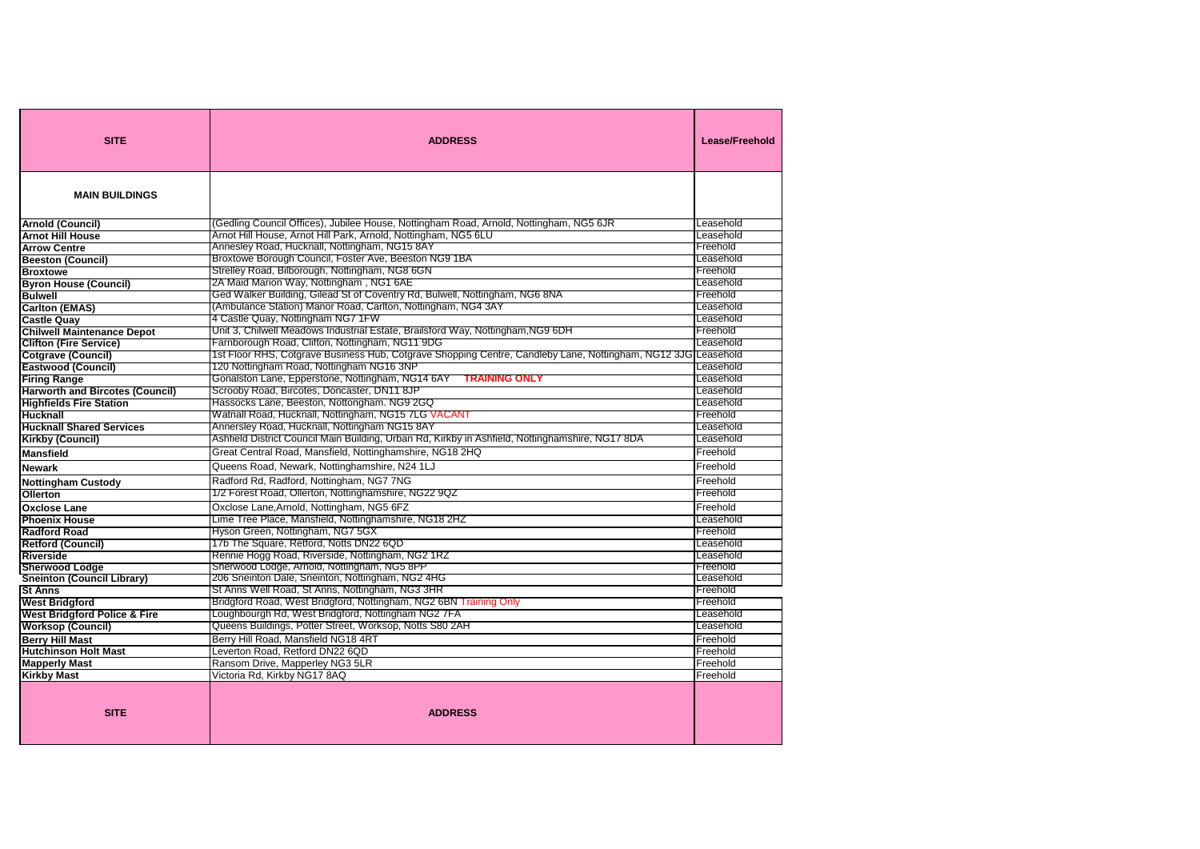| SITE | ADDRESS | Lease/Freehold |
|---|---|---|
| **MAIN BUILDINGS** | | |
| **Arnold (Council)** | (Gedling Council Offices), Jubilee House, Nottingham Road, Arnold, Nottingham, NG5 6JR | Leasehold |
| **Arnot Hill House** | Arnot Hill House, Arnot Hill Park, Arnold, Nottingham, NG5 6LU | Leasehold |
| **Arrow Centre** | Annesley Road, Hucknall, Nottingham, NG15 8AY | Freehold |
| **Beeston (Council)** | Broxtowe Borough Council, Foster Ave, Beeston NG9 1BA | Leasehold |
| **Broxtowe** | Strelley Road, Bilborough, Nottingham, NG8 6GN | Freehold |
| **Byron House (Council)** | 2A Maid Marion Way, Nottingham , NG1 6AE | Leasehold |
| **Bulwell** | Ged Walker Building, Gilead St of Coventry Rd, Bulwell, Nottingham, NG6 8NA | Freehold |
| **Carlton (EMAS)** | (Ambulance Station) Manor Road, Carlton, Nottingham, NG4 3AY | Leasehold |
| **Castle Quay** | 4 Castle Quay, Nottingham NG7 1FW | Leasehold |
| **Chilwell Maintenance Depot** | Unit 3, Chilwell Meadows Industrial Estate, Brailsford Way, Nottingham,NG9 6DH | Freehold |
| **Clifton (Fire Service)** | Farnborough Road, Clifton, Nottingham, NG11 9DG | Leasehold |
| **Cotgrave (Council)** | 1st Floor RHS, Cotgrave Business Hub, Cotgrave Shopping Centre, Candleby Lane, Nottingham, NG12 3JG | Leasehold |
| **Eastwood (Council)** | 120 Nottingham Road, Nottingham NG16 3NP | Leasehold |
| **Firing Range** | Gonalston Lane, Epperstone, Nottingham, NG14 6AY **TRAINING ONLY** | Leasehold |
| **Harworth and Bircotes (Council)** | Scrooby Road, Bircotes, Doncaster, DN11 8JP | Leasehold |
| **Highfields Fire Station** | Hassocks Lane, Beeston, Nottongham. NG9 2GQ | Leasehold |
| **Hucknall** | Watnall Road, Hucknall, Nottingham, NG15 7LG VACANT | Freehold |
| **Hucknall Shared Services** | Annersley Road, Hucknall, Nottingham NG15 8AY | Leasehold |
| **Kirkby (Council)** | Ashfield District Council Main Building, Urban Rd, Kirkby in Ashfield, Nottinghamshire, NG17 8DA | Leasehold |
| **Mansfield** | Great Central Road, Mansfield, Nottinghamshire, NG18 2HQ | Freehold |
| **Newark** | Queens Road, Newark, Nottinghamshire, N24 1LJ | Freehold |
| **Nottingham Custody** | Radford Rd, Radford, Nottingham, NG7 7NG | Freehold |
| **Ollerton** | 1/2 Forest Road, Ollerton, Nottinghamshire, NG22 9QZ | Freehold |
| **Oxclose Lane** | Oxclose Lane,Arnold, Nottingham, NG5 6FZ | Freehold |
| **Phoenix House** | Lime Tree Place, Mansfield, Nottinghamshire, NG18 2HZ | Leasehold |
| **Radford Road** | Hyson Green, Nottingham, NG7 5GX | Freehold |
| **Retford (Council)** | 17b The Square, Retford, Notts DN22 6QD | Leasehold |
| **Riverside** | Rennie Hogg Road, Riverside, Nottingham, NG2 1RZ | Leasehold |
| **Sherwood Lodge** | Sherwood Lodge, Arnold, Nottingham, NG5 8PP | Freehold |
| **Sneinton (Council Library)** | 206 Sneinton Dale, Sneinton, Nottingham, NG2 4HG | Leasehold |
| **St Anns** | St Anns Well Road, St Anns, Nottingham, NG3 3HR | Freehold |
| **West Bridgford** | Bridgford Road, West Bridgford, Nottingham, NG2 6BN Training Only | Freehold |
| **West Bridgford Police & Fire** | Loughbourgh Rd, West Bridgford, Nottingham NG2 7FA | Leasehold |
| **Worksop (Council)** | Queens Buildings, Potter Street, Worksop, Notts S80 2AH | Leasehold |
| **Berry Hill Mast** | Berry Hill Road, Mansfield NG18 4RT | Freehold |
| **Hutchinson Holt Mast** | Leverton Road, Retford DN22 6QD | Freehold |
| **Mapperly Mast** | Ransom Drive, Mapperley NG3 5LR | Freehold |
| **Kirkby Mast** | Victoria Rd, Kirkby NG17 8AQ | Freehold |
| **SITE** | **ADDRESS** | |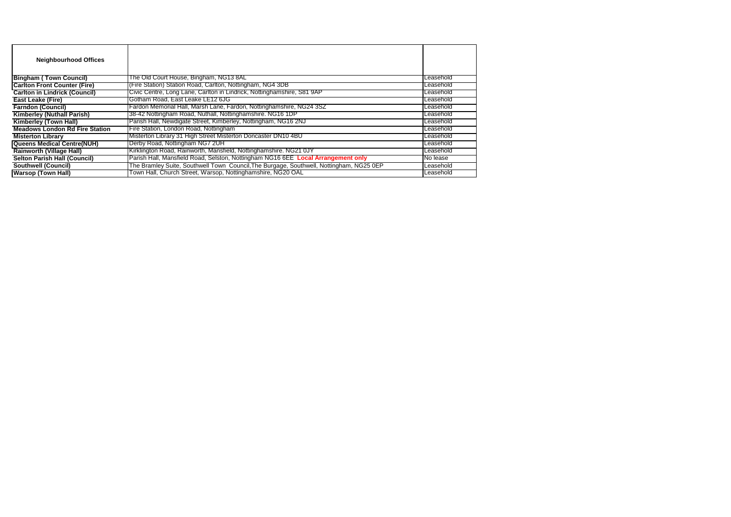| Neighbourhood Offices | | |
|---|---|---|
| **Bingham ( Town Council)** | The Old Court House, Bingham, NG13 8AL | Leasehold |
| **Carlton Front Counter (Fire)** | (Fire Station) Station Road, Carlton, Nottingham, NG4 3DB | Leasehold |
| **Carlton in Lindrick (Council)** | Civic Centre, Long Lane, Carlton in Lindrick, Nottinghamshire, S81 9AP | Leasehold |
| **East Leake (Fire)** | Gotham Road, East Leake LE12 6JG | Leasehold |
| **Farndon (Council)** | Fardon Memorial Hall, Marsh Lane, Fardon, Nottinghamshire, NG24 3SZ | Leasehold |
| **Kimberley (Nuthall Parish)** | 38-42 Nottingham Road, Nuthall, Nottinghamshire. NG16 1DP | Leasehold |
| **Kimberley (Town Hall)** | Parish Hall, Newdigate Street, Kimberley, Nottingham, NG16 2NJ | Leasehold |
| **Meadows London Rd Fire Station** | Fire Station, London Road, Nottingham | Leasehold |
| **Misterton Library** | Misterton Library 31 High Street Misterton Doncaster DN10 4BU | Leasehold |
| **Queens Medical Centre(NUH)** | Derby Road, Nottingham NG7 2UH | Leasehold |
| **Rainworth (Village Hall)** | Kirklington Road, Rainworth, Mansfield, Nottinghamshire. NG21 0JY | Leasehold |
| **Selton Parish Hall (Council)** | Parish Hall, Mansfield Road, Selston, Nottingham NG16 6EE **Local Arrangement only** | No lease |
| **Southwell (Council)** | The Bramley Suite, Southwell Town Council,The Burgage, Southwell, Nottingham, NG25 0EP | Leasehold |
| **Warsop (Town Hall)** | Town Hall, Church Street, Warsop, Nottinghamshire, NG20 OAL | Leasehold |